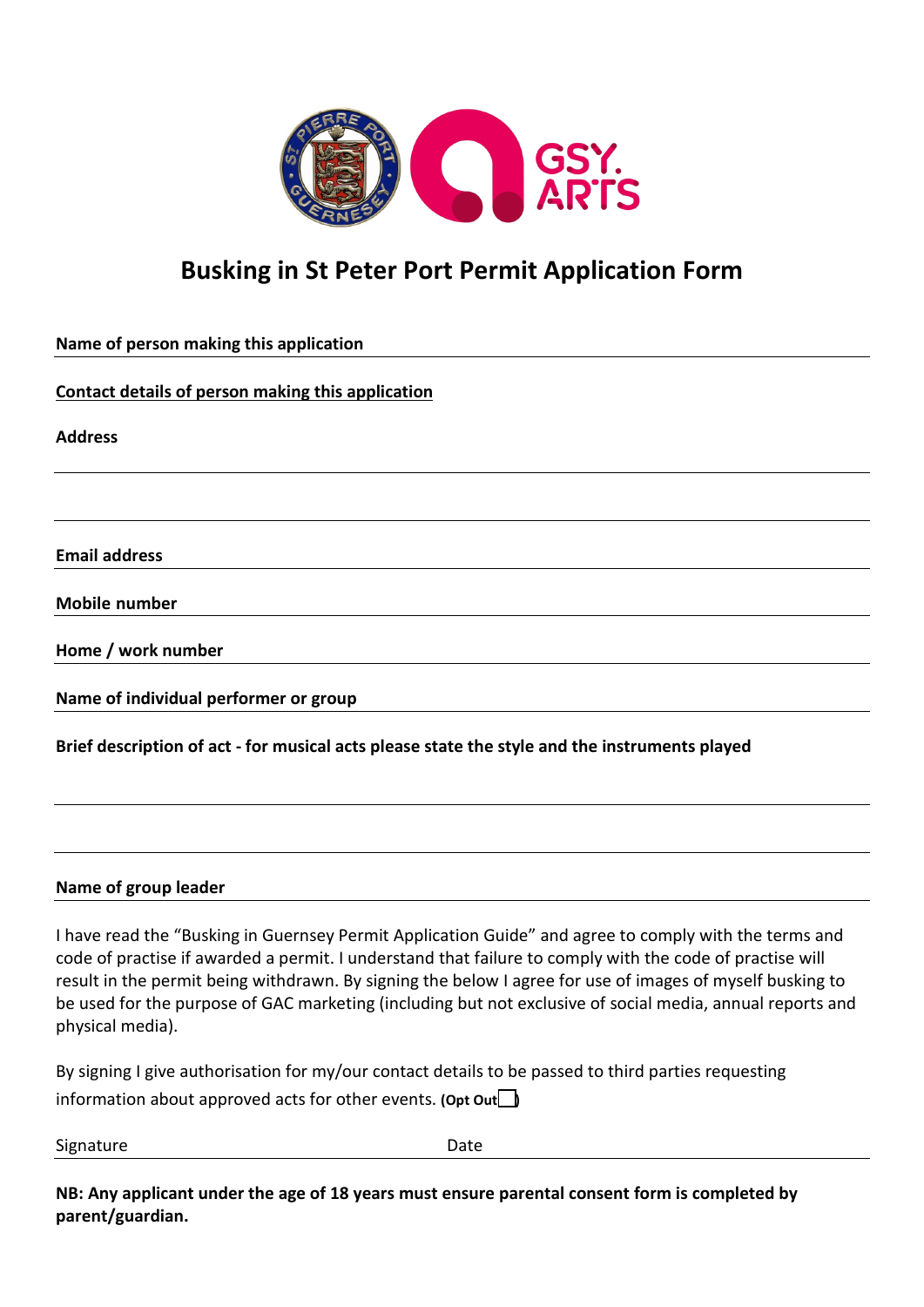# Busking in St Peter Port Permit Application Form

**Name of person making this application**

**Contact details of person making this application**

**Address**

**Email address**

**Mobile number**

**Home / work number**

**Name of individual performer or group**

**Brief description of act - for musical acts please state the style and the instruments played**

**Name of group leader**

I have read the "Busking in Guernsey Permit Application Guide" and agree to comply with the terms and code of practise if awarded a permit. I understand that failure to comply with the code of practise will result in the permit being withdrawn. By signing the below I agree for use of images of myself busking to be used for the purpose of GAC marketing (including but not exclusive of social media, annual reports and physical media).

By signing I give authorisation for my/our contact details to be passed to third parties requesting information about approved acts for other events. **(Opt Out☐)**

Signature Date

**NB: Any applicant under the age of 18 years must ensure parental consent form is completed by parent/guardian.**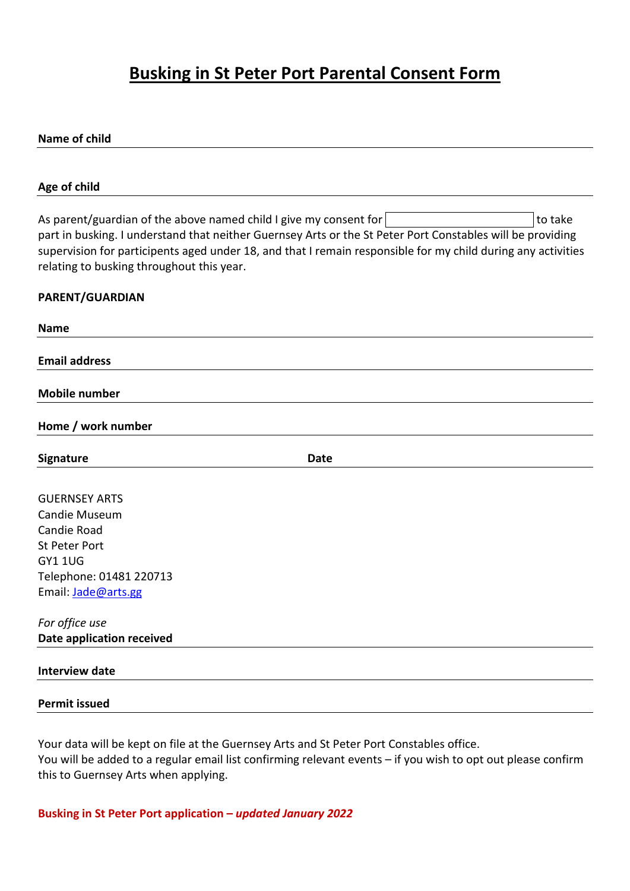# Busking in St Peter Port Parental Consent Form

**Name of child**

**Age of child**

As parent/guardian of the above named child I give my consent for ______________________ to take part in busking. I understand that neither Guernsey Arts or the St Peter Port Constables will be providing supervision for participants aged under 18, and that I remain responsible for my child during any activities relating to busking throughout this year.

**PARENT/GUARDIAN**

**Name**

**Email address**

**Mobile number**

**Home / work number**

**Signature** **Date**

GUERNSEY ARTS
Candie Museum
Candie Road
St Peter Port
GY1 1UG
Telephone: 01481 220713
Email: Jade@arts.gg

*For office use*
**Date application received**

**Interview date**

**Permit issued**

Your data will be kept on file at the Guernsey Arts and St Peter Port Constables office.
You will be added to a regular email list confirming relevant events – if you wish to opt out please confirm this to Guernsey Arts when applying.

**Busking in St Peter Port application – *updated January 2022***